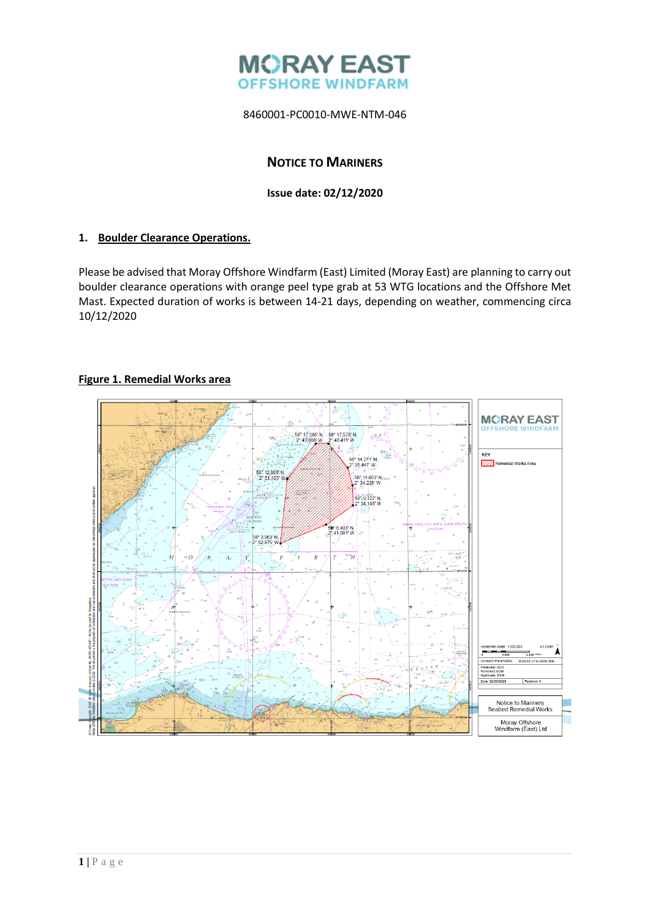# MORAY EAST
## OFFSHORE WINDFARM

8460001-PC0010-MWE-NTM-046

## NOTICE TO MARINERS

**Issue date: 02/12/2020**

### 1. Boulder Clearance Operations.

Please be advised that Moray Offshore Windfarm (East) Limited (Moray East) are planning to carry out boulder clearance operations with orange peel type grab at 53 WTG locations and the Offshore Met Mast. Expected duration of works is between 14-21 days, depending on weather, commencing circa 10/12/2020

**Figure 1. Remedial Works area**

58° 17.585' N, 2° 43.668' W
58° 17.578' N, 2° 40.411' W
58° 14.271' N, 2° 35.447' W
58° 12.805' N, 2° 51.103' W
58° 11.863' N, 2° 34.229' W
58° 9.122' N, 2° 34.145' W
58° 6.493' N, 2° 41.091' W
58° 3.983' N, 2° 52.875' W

MORAY FIRTH

MORAY EAST
OFFSHORE WINDFARM

KEY
Remedial Works Area

Notice to Mariners
Seabed Remedial Works

Moray Offshore
Windfarm (East) Ltd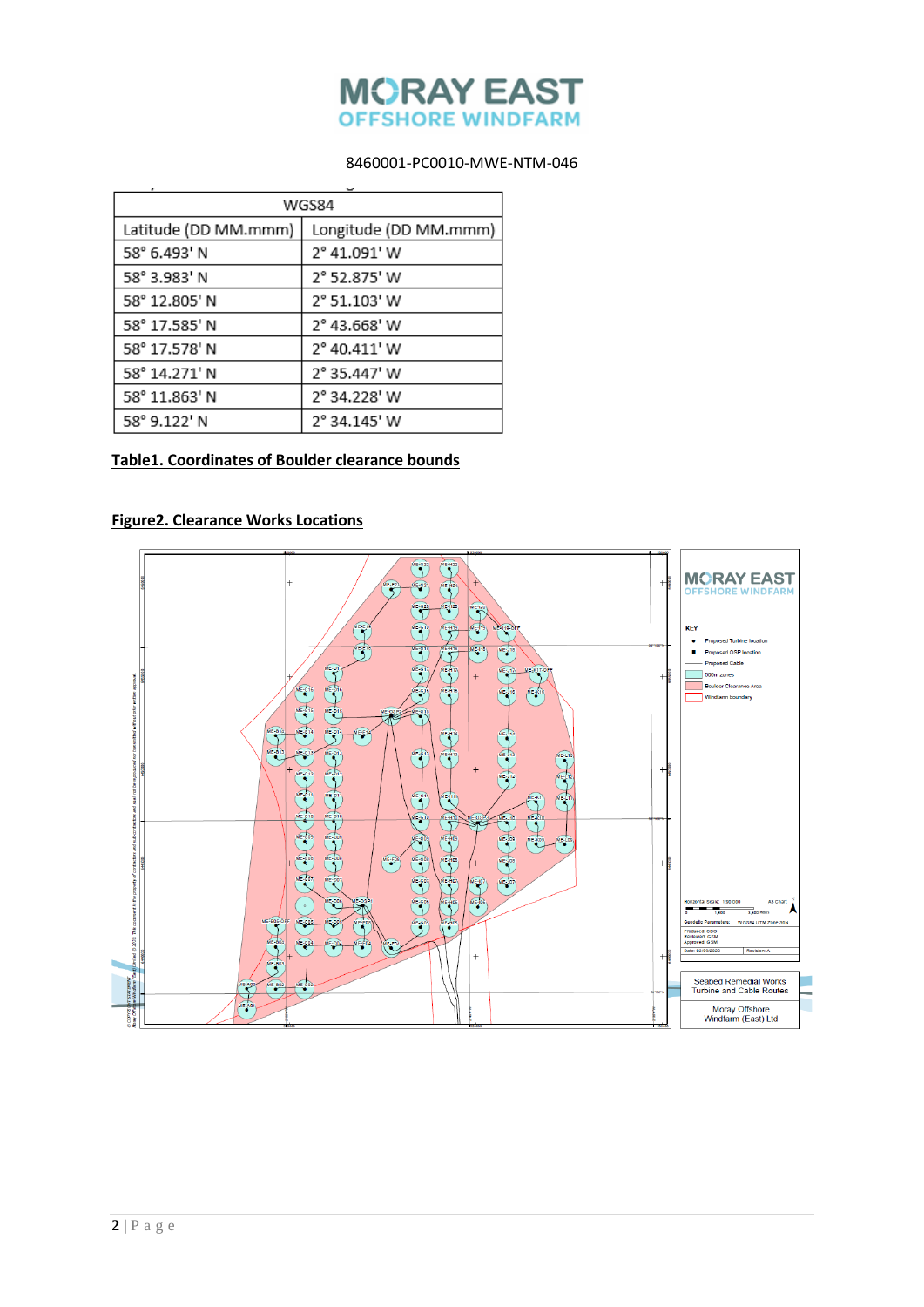MORAY EAST OFFSHORE WINDFARM

8460001-PC0010-MWE-NTM-046

| WGS84 | |
|---|---|
| Latitude (DD MM.mmm) | Longitude (DD MM.mmm) |
| 58° 6.493' N | 2° 41.091' W |
| 58° 3.983' N | 2° 52.875' W |
| 58° 12.805' N | 2° 51.103' W |
| 58° 17.585' N | 2° 43.668' W |
| 58° 17.578' N | 2° 40.411' W |
| 58° 14.271' N | 2° 35.447' W |
| 58° 11.863' N | 2° 34.228' W |
| 58° 9.122' N | 2° 34.145' W |

**Table1. Coordinates of Boulder clearance bounds**

**Figure2. Clearance Works Locations**

MORAY EAST OFFSHORE WINDFARM

KEY

Proposed Turbine location

Proposed OSP location

Proposed Cable

500m zones

Boulder Clearance Area

Windfarm boundary

Horizontal Scale: 1:50,000

A3 Chart

Geodetic Parameters: WGS84 UTM Zone 30N

Seabed Remedial Works Turbine and Cable Routes

Moray Offshore Windfarm (East) Ltd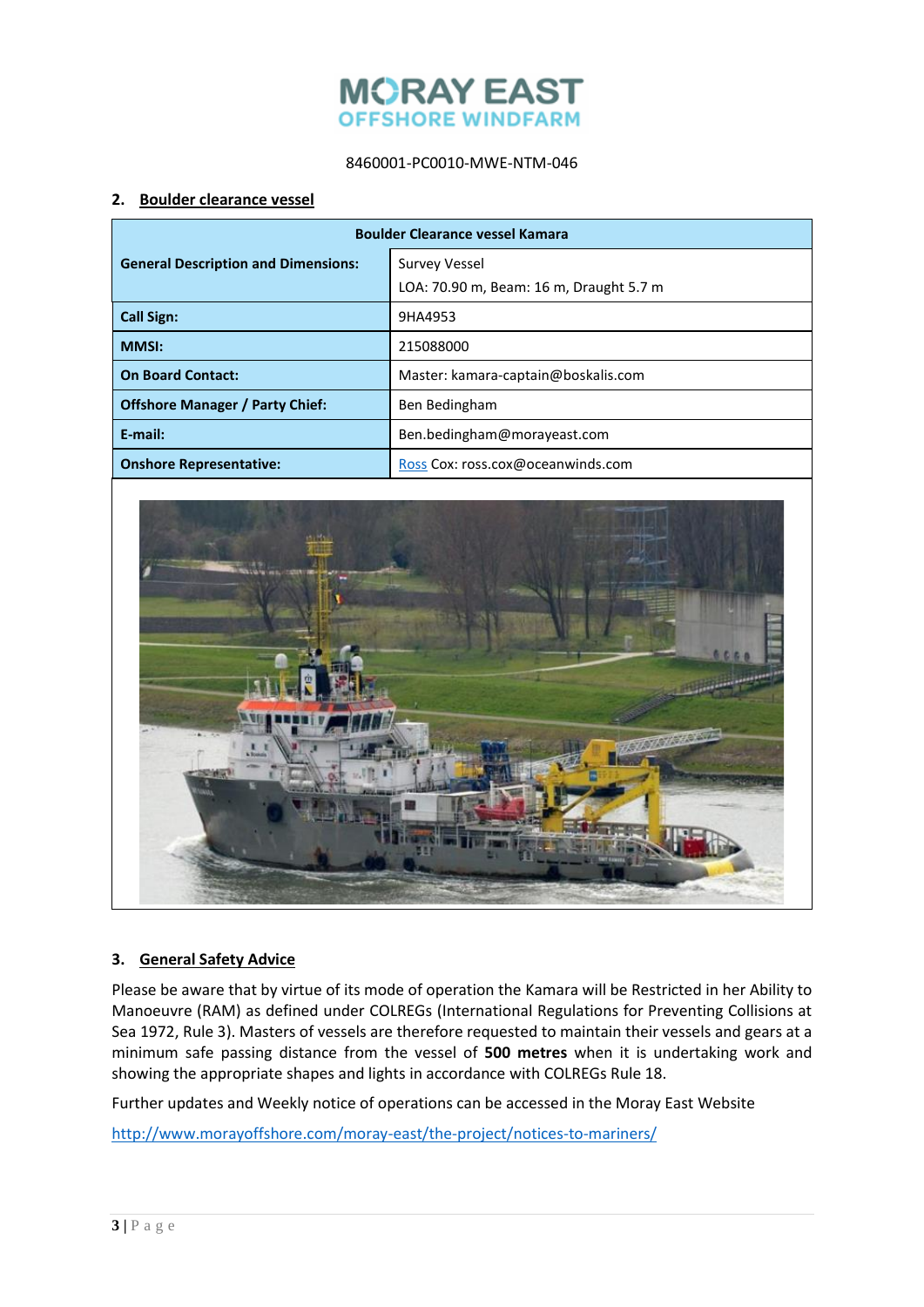8460001-PC0010-MWE-NTM-046

## 2. Boulder clearance vessel

| Boulder Clearance vessel Kamara | |
|---|---|
| **General Description and Dimensions:** | Survey Vessel<br>LOA: 70.90 m, Beam: 16 m, Draught 5.7 m |
| **Call Sign:** | 9HA4953 |
| **MMSI:** | 215088000 |
| **On Board Contact:** | Master: kamara-captain@boskalis.com |
| **Offshore Manager / Party Chief:** | Ben Bedingham |
| **E-mail:** | Ben.bedingham@morayeast.com |
| **Onshore Representative:** | Ross Cox: ross.cox@oceanwinds.com |

## 3. General Safety Advice

Please be aware that by virtue of its mode of operation the Kamara will be Restricted in her Ability to Manoeuvre (RAM) as defined under COLREGs (International Regulations for Preventing Collisions at Sea 1972, Rule 3). Masters of vessels are therefore requested to maintain their vessels and gears at a minimum safe passing distance from the vessel of **500 metres** when it is undertaking work and showing the appropriate shapes and lights in accordance with COLREGs Rule 18.

Further updates and Weekly notice of operations can be accessed in the Moray East Website

http://www.morayoffshore.com/moray-east/the-project/notices-to-mariners/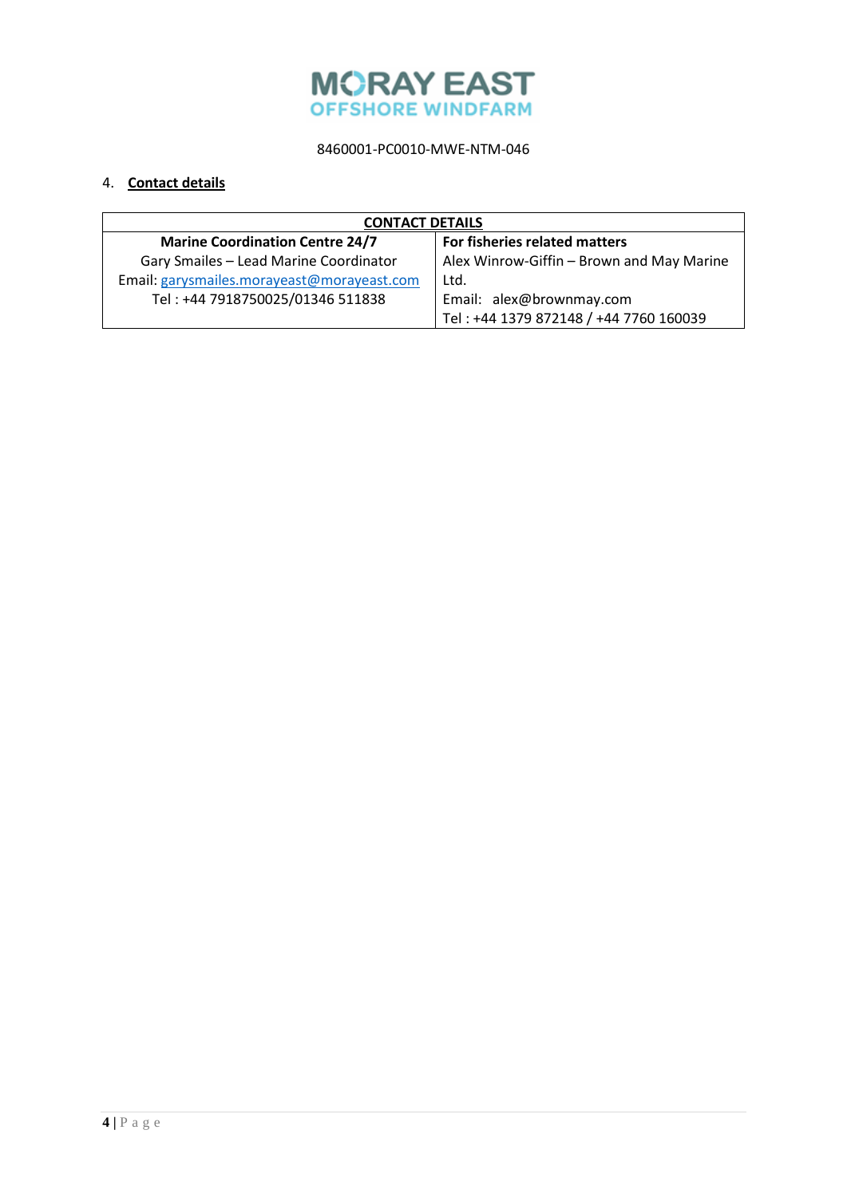8460001-PC0010-MWE-NTM-046

## 4. Contact details

| CONTACT DETAILS | |
|---|---|
| **Marine Coordination Centre 24/7**<br>Gary Smailes – Lead Marine Coordinator<br>Email: garysmailes.morayeast@morayeast.com<br>Tel : +44 7918750025/01346 511838 | **For fisheries related matters**<br>Alex Winrow-Giffin – Brown and May Marine Ltd.<br>Email: alex@brownmay.com<br>Tel : +44 1379 872148 / +44 7760 160039 |